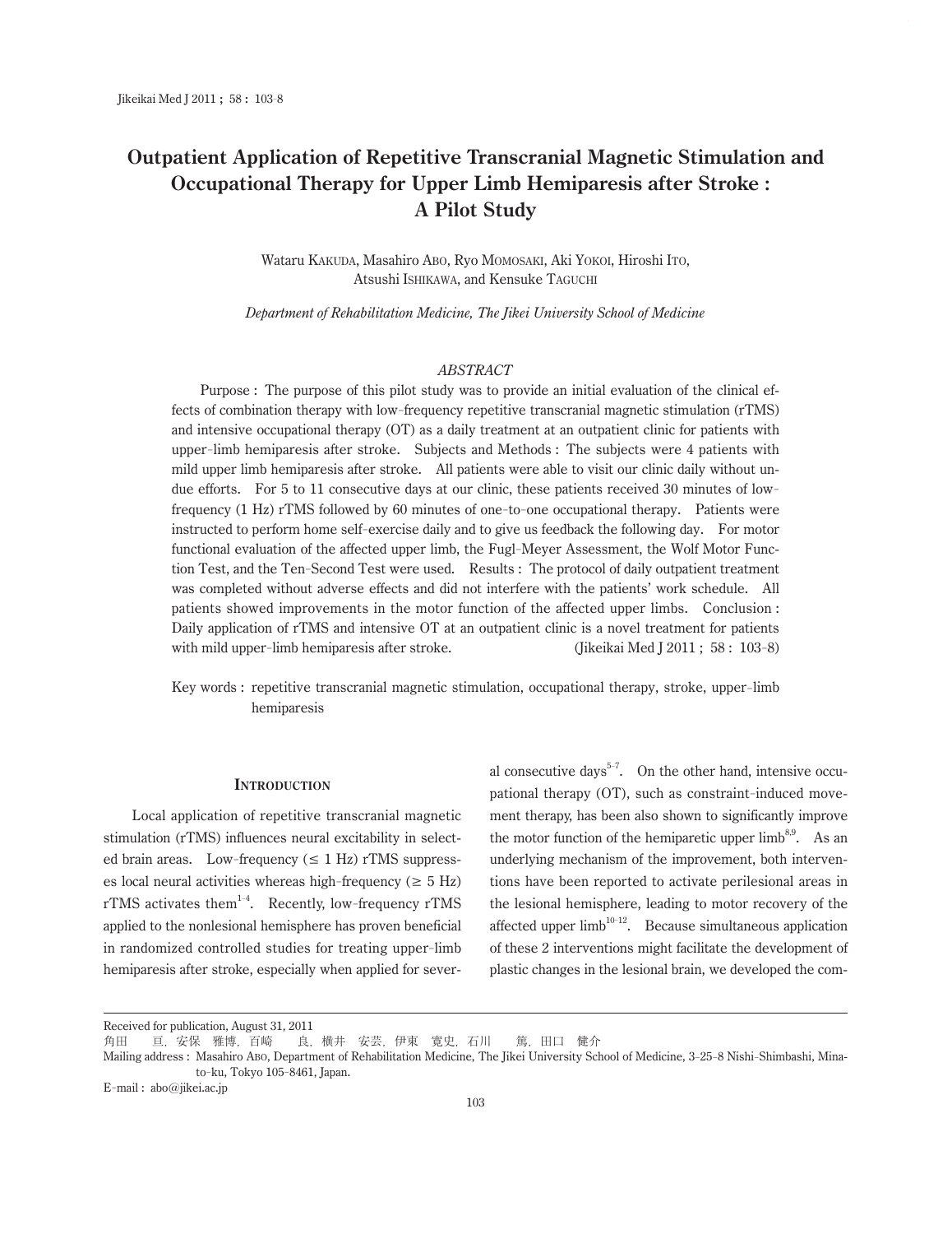# Outpatient Application of Repetitive Transcranial Magnetic Stimulation and Occupational Therapy for Upper Limb Hemiparesis after Stroke : A Pilot Study

Wataru Kakuda, Masahiro Abo, Ryo Momosaki, Aki Yokoi, Hiroshi Ito, Atsushi Ishikawa, and Kensuke Taguchi

*Department of Rehabilitation Medicine, The Jikei University School of Medicine*

## ABSTRACT

Purpose : The purpose of this pilot study was to provide an initial evaluation of the clinical effects of combination therapy with low-frequency repetitive transcranial magnetic stimulation (rTMS) and intensive occupational therapy (OT) as a daily treatment at an outpatient clinic for patients with upper-limb hemiparesis after stroke. Subjects and Methods : The subjects were 4 patients with mild upper limb hemiparesis after stroke. All patients were able to visit our clinic daily without undue efforts. For 5 to 11 consecutive days at our clinic, these patients received 30 minutes of low-frequency (1 Hz) rTMS followed by 60 minutes of one-to-one occupational therapy. Patients were instructed to perform home self-exercise daily and to give us feedback the following day. For motor functional evaluation of the affected upper limb, the Fugl-Meyer Assessment, the Wolf Motor Function Test, and the Ten-Second Test were used. Results : The protocol of daily outpatient treatment was completed without adverse effects and did not interfere with the patients' work schedule. All patients showed improvements in the motor function of the affected upper limbs. Conclusion : Daily application of rTMS and intensive OT at an outpatient clinic is a novel treatment for patients with mild upper-limb hemiparesis after stroke. (Jikeikai Med J 2011 ; 58 : 103-8)

Key words : repetitive transcranial magnetic stimulation, occupational therapy, stroke, upper-limb hemiparesis

## Introduction

Local application of repetitive transcranial magnetic stimulation (rTMS) influences neural excitability in selected brain areas. Low-frequency ($\leq$ 1 Hz) rTMS suppresses local neural activities whereas high-frequency ($\geq$ 5 Hz) rTMS activates them[1-4]. Recently, low-frequency rTMS applied to the nonlesional hemisphere has proven beneficial in randomized controlled studies for treating upper-limb hemiparesis after stroke, especially when applied for several consecutive days[5-7]. On the other hand, intensive occupational therapy (OT), such as constraint-induced movement therapy, has been also shown to significantly improve the motor function of the hemiparetic upper limb[8,9]. As an underlying mechanism of the improvement, both interventions have been reported to activate perilesional areas in the lesional hemisphere, leading to motor recovery of the affected upper limb[10-12]. Because simultaneous application of these 2 interventions might facilitate the development of plastic changes in the lesional brain, we developed the com-

---

Received for publication, August 31, 2011

角田　亘，安保　雅博，百崎　良，横井　安芸，伊東　寛史，石川　篤，田口　健介

Mailing address : Masahiro Abo, Department of Rehabilitation Medicine, The Jikei University School of Medicine, 3-25-8 Nishi-Shimbashi, Minato-ku, Tokyo 105-8461, Japan.

E-mail : abo@jikei.ac.jp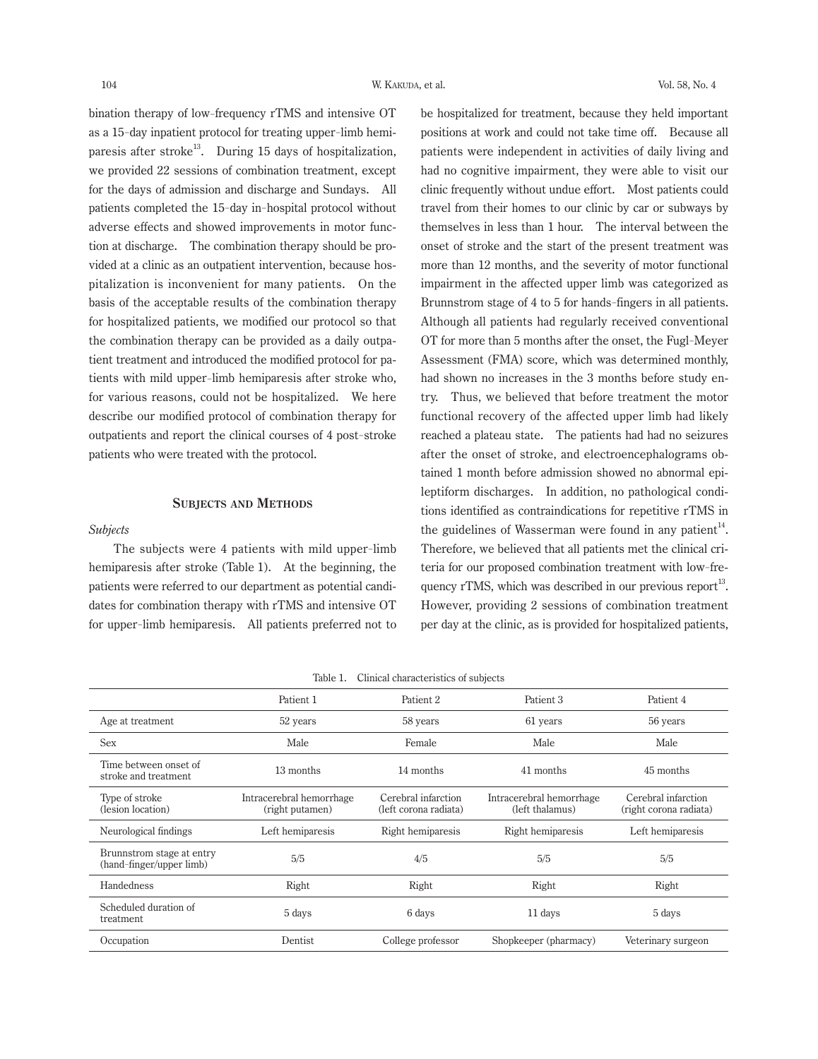bination therapy of low-frequency rTMS and intensive OT as a 15-day inpatient protocol for treating upper-limb hemiparesis after stroke[13]. During 15 days of hospitalization, we provided 22 sessions of combination treatment, except for the days of admission and discharge and Sundays. All patients completed the 15-day in-hospital protocol without adverse effects and showed improvements in motor function at discharge. The combination therapy should be provided at a clinic as an outpatient intervention, because hospitalization is inconvenient for many patients. On the basis of the acceptable results of the combination therapy for hospitalized patients, we modified our protocol so that the combination therapy can be provided as a daily outpatient treatment and introduced the modified protocol for patients with mild upper-limb hemiparesis after stroke who, for various reasons, could not be hospitalized. We here describe our modified protocol of combination therapy for outpatients and report the clinical courses of 4 post-stroke patients who were treated with the protocol.

## Subjects and Methods

*Subjects*

The subjects were 4 patients with mild upper-limb hemiparesis after stroke (Table 1). At the beginning, the patients were referred to our department as potential candidates for combination therapy with rTMS and intensive OT for upper-limb hemiparesis. All patients preferred not to be hospitalized for treatment, because they held important positions at work and could not take time off. Because all patients were independent in activities of daily living and had no cognitive impairment, they were able to visit our clinic frequently without undue effort. Most patients could travel from their homes to our clinic by car or subways by themselves in less than 1 hour. The interval between the onset of stroke and the start of the present treatment was more than 12 months, and the severity of motor functional impairment in the affected upper limb was categorized as Brunnstrom stage of 4 to 5 for hands-fingers in all patients. Although all patients had regularly received conventional OT for more than 5 months after the onset, the Fugl-Meyer Assessment (FMA) score, which was determined monthly, had shown no increases in the 3 months before study entry. Thus, we believed that before treatment the motor functional recovery of the affected upper limb had likely reached a plateau state. The patients had had no seizures after the onset of stroke, and electroencephalograms obtained 1 month before admission showed no abnormal epileptiform discharges. In addition, no pathological conditions identified as contraindications for repetitive rTMS in the guidelines of Wasserman were found in any patient[14]. Therefore, we believed that all patients met the clinical criteria for our proposed combination treatment with low-frequency rTMS, which was described in our previous report[13]. However, providing 2 sessions of combination treatment per day at the clinic, as is provided for hospitalized patients,

Table 1. Clinical characteristics of subjects

| | Patient 1 | Patient 2 | Patient 3 | Patient 4 |
|---|---|---|---|---|
| Age at treatment | 52 years | 58 years | 61 years | 56 years |
| Sex | Male | Female | Male | Male |
| Time between onset of stroke and treatment | 13 months | 14 months | 41 months | 45 months |
| Type of stroke (lesion location) | Intracerebral hemorrhage (right putamen) | Cerebral infarction (left corona radiata) | Intracerebral hemorrhage (left thalamus) | Cerebral infarction (right corona radiata) |
| Neurological findings | Left hemiparesis | Right hemiparesis | Right hemiparesis | Left hemiparesis |
| Brunnstrom stage at entry (hand-finger/upper limb) | 5/5 | 4/5 | 5/5 | 5/5 |
| Handedness | Right | Right | Right | Right |
| Scheduled duration of treatment | 5 days | 6 days | 11 days | 5 days |
| Occupation | Dentist | College professor | Shopkeeper (pharmacy) | Veterinary surgeon |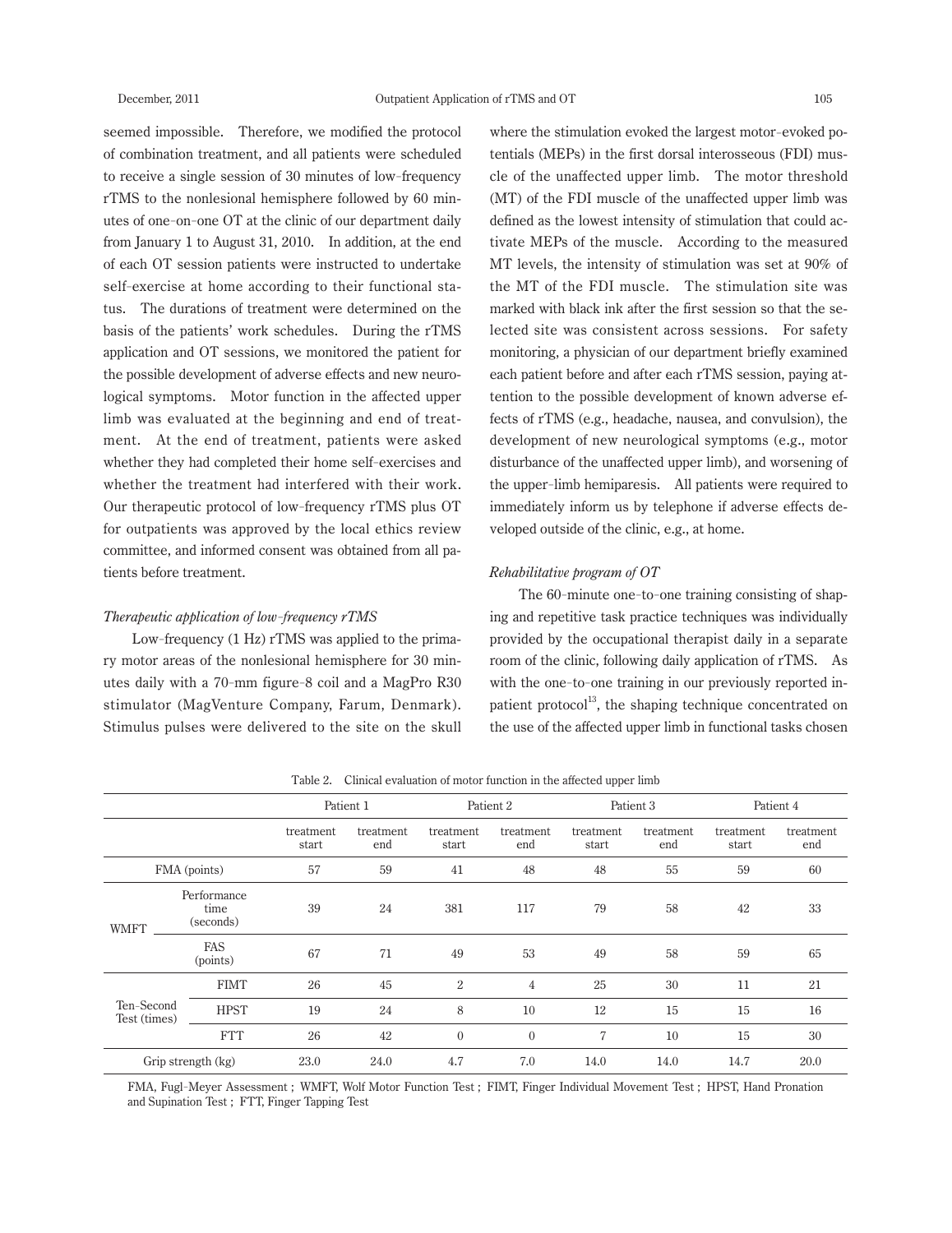seemed impossible. Therefore, we modified the protocol of combination treatment, and all patients were scheduled to receive a single session of 30 minutes of low-frequency rTMS to the nonlesional hemisphere followed by 60 minutes of one-on-one OT at the clinic of our department daily from January 1 to August 31, 2010. In addition, at the end of each OT session patients were instructed to undertake self-exercise at home according to their functional status. The durations of treatment were determined on the basis of the patients' work schedules. During the rTMS application and OT sessions, we monitored the patient for the possible development of adverse effects and new neurological symptoms. Motor function in the affected upper limb was evaluated at the beginning and end of treatment. At the end of treatment, patients were asked whether they had completed their home self-exercises and whether the treatment had interfered with their work. Our therapeutic protocol of low-frequency rTMS plus OT for outpatients was approved by the local ethics review committee, and informed consent was obtained from all patients before treatment.

*Therapeutic application of low-frequency rTMS*

Low-frequency (1 Hz) rTMS was applied to the primary motor areas of the nonlesional hemisphere for 30 minutes daily with a 70-mm figure-8 coil and a MagPro R30 stimulator (MagVenture Company, Farum, Denmark). Stimulus pulses were delivered to the site on the skull where the stimulation evoked the largest motor-evoked potentials (MEPs) in the first dorsal interosseous (FDI) muscle of the unaffected upper limb. The motor threshold (MT) of the FDI muscle of the unaffected upper limb was defined as the lowest intensity of stimulation that could activate MEPs of the muscle. According to the measured MT levels, the intensity of stimulation was set at 90% of the MT of the FDI muscle. The stimulation site was marked with black ink after the first session so that the selected site was consistent across sessions. For safety monitoring, a physician of our department briefly examined each patient before and after each rTMS session, paying attention to the possible development of known adverse effects of rTMS (e.g., headache, nausea, and convulsion), the development of new neurological symptoms (e.g., motor disturbance of the unaffected upper limb), and worsening of the upper-limb hemiparesis. All patients were required to immediately inform us by telephone if adverse effects developed outside of the clinic, e.g., at home.

*Rehabilitative program of OT*

The 60-minute one-to-one training consisting of shaping and repetitive task practice techniques was individually provided by the occupational therapist daily in a separate room of the clinic, following daily application of rTMS. As with the one-to-one training in our previously reported inpatient protocol[13], the shaping technique concentrated on the use of the affected upper limb in functional tasks chosen

Table 2. Clinical evaluation of motor function in the affected upper limb

| | | Patient 1 | | Patient 2 | | Patient 3 | | Patient 4 | |
|---|---|---|---|---|---|---|---|---|---|
| | | treatment start | treatment end | treatment start | treatment end | treatment start | treatment end | treatment start | treatment end |
| FMA (points) | | 57 | 59 | 41 | 48 | 48 | 55 | 59 | 60 |
| WMFT | Performance time (seconds) | 39 | 24 | 381 | 117 | 79 | 58 | 42 | 33 |
| | FAS (points) | 67 | 71 | 49 | 53 | 49 | 58 | 59 | 65 |
| Ten-Second Test (times) | FIMT | 26 | 45 | 2 | 4 | 25 | 30 | 11 | 21 |
| | HPST | 19 | 24 | 8 | 10 | 12 | 15 | 15 | 16 |
| | FTT | 26 | 42 | 0 | 0 | 7 | 10 | 15 | 30 |
| Grip strength (kg) | | 23.0 | 24.0 | 4.7 | 7.0 | 14.0 | 14.0 | 14.7 | 20.0 |

FMA, Fugl-Meyer Assessment ; WMFT, Wolf Motor Function Test ; FIMT, Finger Individual Movement Test ; HPST, Hand Pronation and Supination Test ; FTT, Finger Tapping Test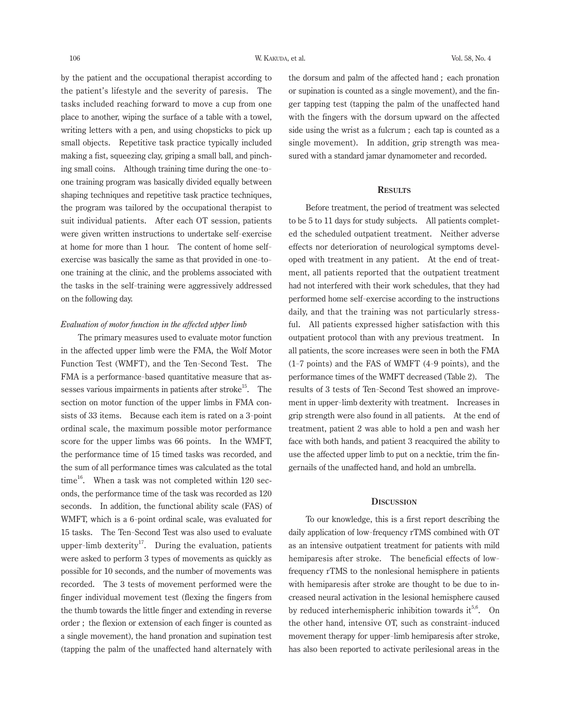by the patient and the occupational therapist according to the patient's lifestyle and the severity of paresis. The tasks included reaching forward to move a cup from one place to another, wiping the surface of a table with a towel, writing letters with a pen, and using chopsticks to pick up small objects. Repetitive task practice typically included making a fist, squeezing clay, griping a small ball, and pinching small coins. Although training time during the one-to-one training program was basically divided equally between shaping techniques and repetitive task practice techniques, the program was tailored by the occupational therapist to suit individual patients. After each OT session, patients were given written instructions to undertake self-exercise at home for more than 1 hour. The content of home self-exercise was basically the same as that provided in one-to-one training at the clinic, and the problems associated with the tasks in the self-training were aggressively addressed on the following day.

*Evaluation of motor function in the affected upper limb*

The primary measures used to evaluate motor function in the affected upper limb were the FMA, the Wolf Motor Function Test (WMFT), and the Ten-Second Test. The FMA is a performance-based quantitative measure that assesses various impairments in patients after stroke[15]. The section on motor function of the upper limbs in FMA consists of 33 items. Because each item is rated on a 3-point ordinal scale, the maximum possible motor performance score for the upper limbs was 66 points. In the WMFT, the performance time of 15 timed tasks was recorded, and the sum of all performance times was calculated as the total time[16]. When a task was not completed within 120 seconds, the performance time of the task was recorded as 120 seconds. In addition, the functional ability scale (FAS) of WMFT, which is a 6-point ordinal scale, was evaluated for 15 tasks. The Ten-Second Test was also used to evaluate upper-limb dexterity[17]. During the evaluation, patients were asked to perform 3 types of movements as quickly as possible for 10 seconds, and the number of movements was recorded. The 3 tests of movement performed were the finger individual movement test (flexing the fingers from the thumb towards the little finger and extending in reverse order ; the flexion or extension of each finger is counted as a single movement), the hand pronation and supination test (tapping the palm of the unaffected hand alternately with the dorsum and palm of the affected hand ; each pronation or supination is counted as a single movement), and the finger tapping test (tapping the palm of the unaffected hand with the fingers with the dorsum upward on the affected side using the wrist as a fulcrum ; each tap is counted as a single movement). In addition, grip strength was measured with a standard jamar dynamometer and recorded.

## RESULTS

Before treatment, the period of treatment was selected to be 5 to 11 days for study subjects. All patients completed the scheduled outpatient treatment. Neither adverse effects nor deterioration of neurological symptoms developed with treatment in any patient. At the end of treatment, all patients reported that the outpatient treatment had not interfered with their work schedules, that they had performed home self-exercise according to the instructions daily, and that the training was not particularly stressful. All patients expressed higher satisfaction with this outpatient protocol than with any previous treatment. In all patients, the score increases were seen in both the FMA (1-7 points) and the FAS of WMFT (4-9 points), and the performance times of the WMFT decreased (Table 2). The results of 3 tests of Ten-Second Test showed an improvement in upper-limb dexterity with treatment. Increases in grip strength were also found in all patients. At the end of treatment, patient 2 was able to hold a pen and wash her face with both hands, and patient 3 reacquired the ability to use the affected upper limb to put on a necktie, trim the fingernails of the unaffected hand, and hold an umbrella.

## DISCUSSION

To our knowledge, this is a first report describing the daily application of low-frequency rTMS combined with OT as an intensive outpatient treatment for patients with mild hemiparesis after stroke. The beneficial effects of low-frequency rTMS to the nonlesional hemisphere in patients with hemiparesis after stroke are thought to be due to increased neural activation in the lesional hemisphere caused by reduced interhemispheric inhibition towards it[5,6]. On the other hand, intensive OT, such as constraint-induced movement therapy for upper-limb hemiparesis after stroke, has also been reported to activate perilesional areas in the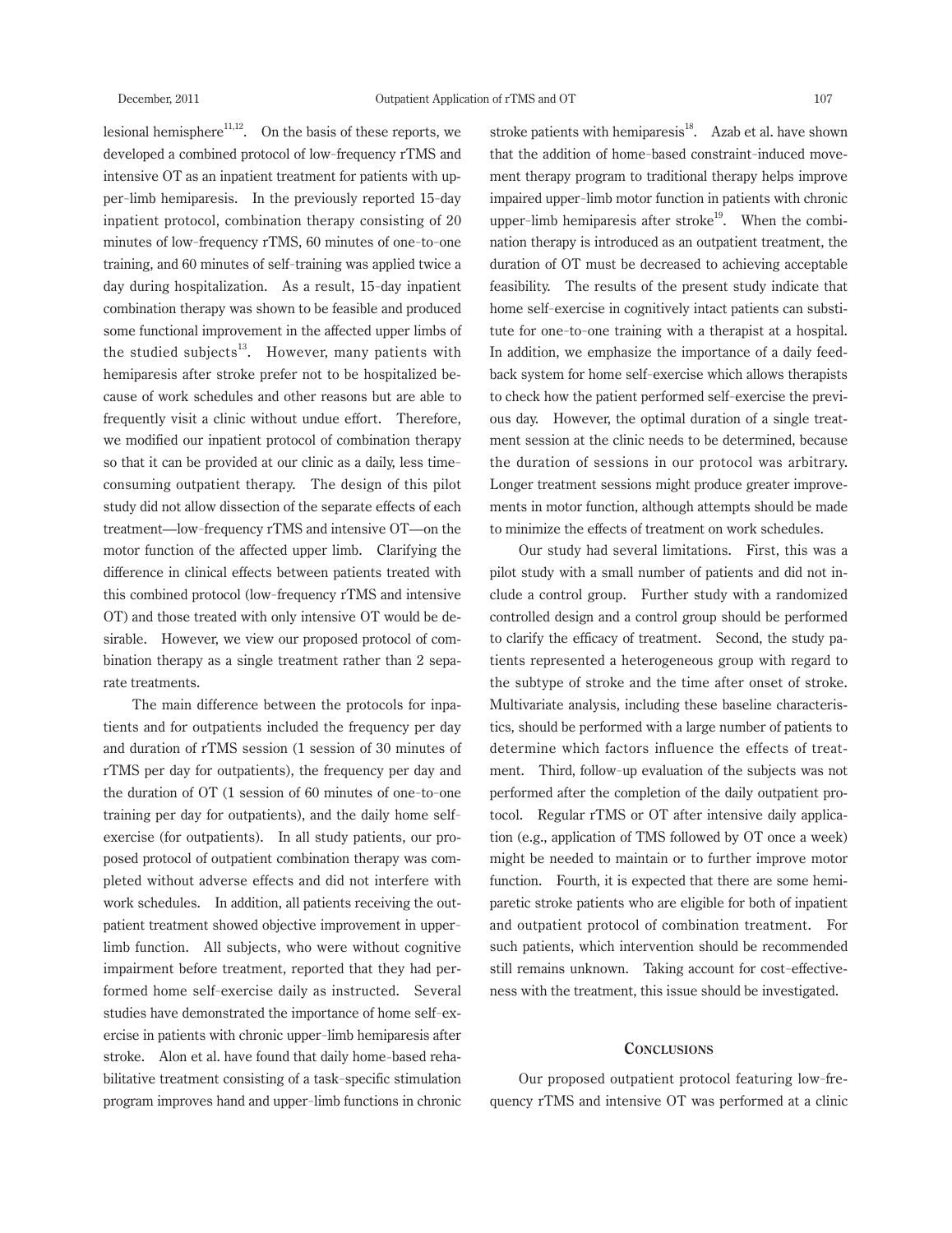lesional hemisphere[11,12]. On the basis of these reports, we developed a combined protocol of low-frequency rTMS and intensive OT as an inpatient treatment for patients with upper-limb hemiparesis. In the previously reported 15-day inpatient protocol, combination therapy consisting of 20 minutes of low-frequency rTMS, 60 minutes of one-to-one training, and 60 minutes of self-training was applied twice a day during hospitalization. As a result, 15-day inpatient combination therapy was shown to be feasible and produced some functional improvement in the affected upper limbs of the studied subjects[13]. However, many patients with hemiparesis after stroke prefer not to be hospitalized because of work schedules and other reasons but are able to frequently visit a clinic without undue effort. Therefore, we modified our inpatient protocol of combination therapy so that it can be provided at our clinic as a daily, less time-consuming outpatient therapy. The design of this pilot study did not allow dissection of the separate effects of each treatment—low-frequency rTMS and intensive OT—on the motor function of the affected upper limb. Clarifying the difference in clinical effects between patients treated with this combined protocol (low-frequency rTMS and intensive OT) and those treated with only intensive OT would be desirable. However, we view our proposed protocol of combination therapy as a single treatment rather than 2 separate treatments.

The main difference between the protocols for inpatients and for outpatients included the frequency per day and duration of rTMS session (1 session of 30 minutes of rTMS per day for outpatients), the frequency per day and the duration of OT (1 session of 60 minutes of one-to-one training per day for outpatients), and the daily home self-exercise (for outpatients). In all study patients, our proposed protocol of outpatient combination therapy was completed without adverse effects and did not interfere with work schedules. In addition, all patients receiving the outpatient treatment showed objective improvement in upper-limb function. All subjects, who were without cognitive impairment before treatment, reported that they had performed home self-exercise daily as instructed. Several studies have demonstrated the importance of home self-exercise in patients with chronic upper-limb hemiparesis after stroke. Alon et al. have found that daily home-based rehabilitative treatment consisting of a task-specific stimulation program improves hand and upper-limb functions in chronic stroke patients with hemiparesis[18]. Azab et al. have shown that the addition of home-based constraint-induced movement therapy program to traditional therapy helps improve impaired upper-limb motor function in patients with chronic upper-limb hemiparesis after stroke[19]. When the combination therapy is introduced as an outpatient treatment, the duration of OT must be decreased to achieving acceptable feasibility. The results of the present study indicate that home self-exercise in cognitively intact patients can substitute for one-to-one training with a therapist at a hospital. In addition, we emphasize the importance of a daily feedback system for home self-exercise which allows therapists to check how the patient performed self-exercise the previous day. However, the optimal duration of a single treatment session at the clinic needs to be determined, because the duration of sessions in our protocol was arbitrary. Longer treatment sessions might produce greater improvements in motor function, although attempts should be made to minimize the effects of treatment on work schedules.

Our study had several limitations. First, this was a pilot study with a small number of patients and did not include a control group. Further study with a randomized controlled design and a control group should be performed to clarify the efficacy of treatment. Second, the study patients represented a heterogeneous group with regard to the subtype of stroke and the time after onset of stroke. Multivariate analysis, including these baseline characteristics, should be performed with a large number of patients to determine which factors influence the effects of treatment. Third, follow-up evaluation of the subjects was not performed after the completion of the daily outpatient protocol. Regular rTMS or OT after intensive daily application (e.g., application of TMS followed by OT once a week) might be needed to maintain or to further improve motor function. Fourth, it is expected that there are some hemiparetic stroke patients who are eligible for both of inpatient and outpatient protocol of combination treatment. For such patients, which intervention should be recommended still remains unknown. Taking account for cost-effectiveness with the treatment, this issue should be investigated.

## Conclusions

Our proposed outpatient protocol featuring low-frequency rTMS and intensive OT was performed at a clinic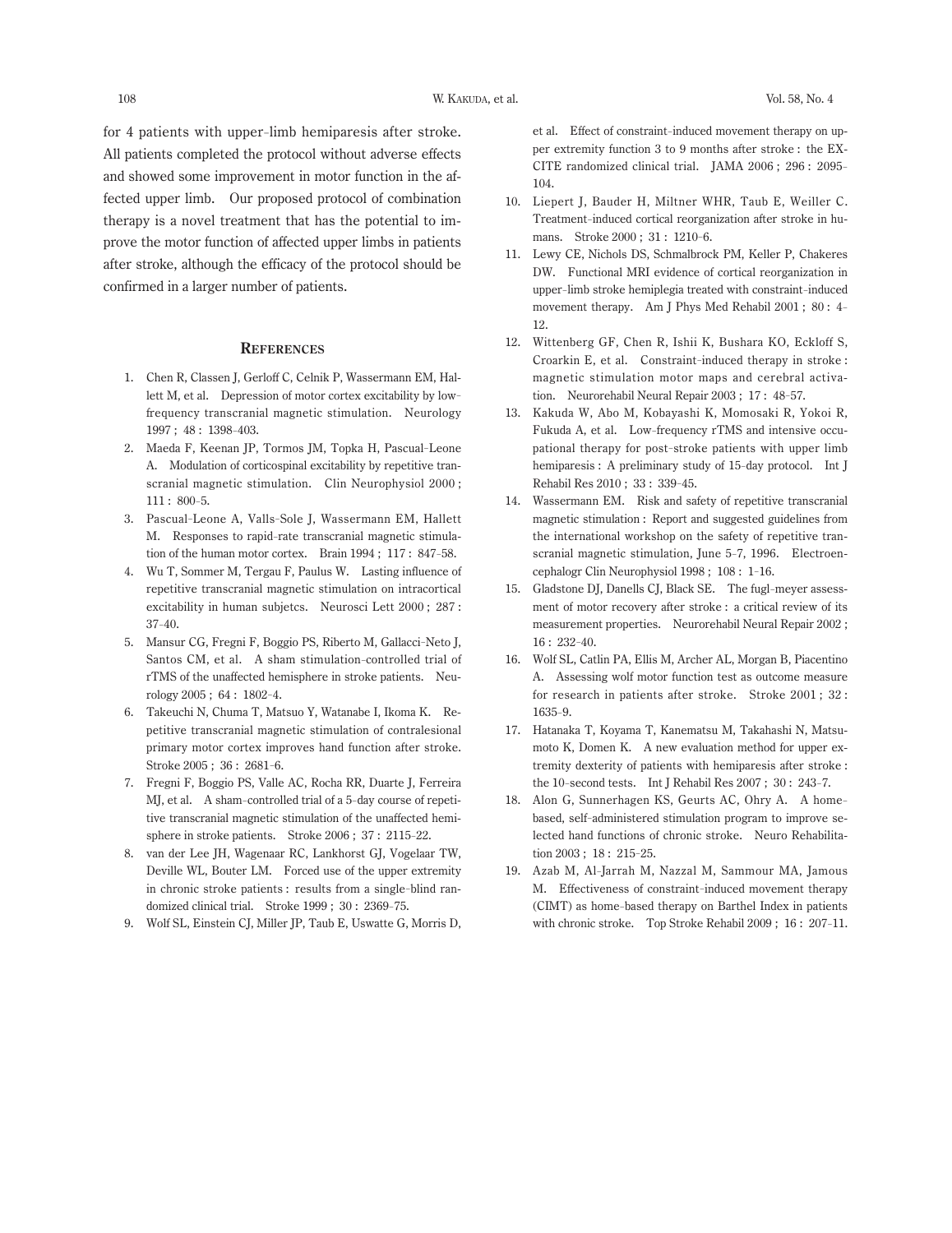for 4 patients with upper-limb hemiparesis after stroke. All patients completed the protocol without adverse effects and showed some improvement in motor function in the affected upper limb. Our proposed protocol of combination therapy is a novel treatment that has the potential to improve the motor function of affected upper limbs in patients after stroke, although the efficacy of the protocol should be confirmed in a larger number of patients.

## References

1. Chen R, Classen J, Gerloff C, Celnik P, Wassermann EM, Hallett M, et al. Depression of motor cortex excitability by low-frequency transcranial magnetic stimulation. Neurology 1997 ; 48 : 1398-403.
2. Maeda F, Keenan JP, Tormos JM, Topka H, Pascual-Leone A. Modulation of corticospinal excitability by repetitive transcranial magnetic stimulation. Clin Neurophysiol 2000 ; 111 : 800-5.
3. Pascual-Leone A, Valls-Sole J, Wassermann EM, Hallett M. Responses to rapid-rate transcranial magnetic stimulation of the human motor cortex. Brain 1994 ; 117 : 847-58.
4. Wu T, Sommer M, Tergau F, Paulus W. Lasting influence of repetitive transcranial magnetic stimulation on intracortical excitability in human subjetcs. Neurosci Lett 2000 ; 287 : 37-40.
5. Mansur CG, Fregni F, Boggio PS, Riberto M, Gallacci-Neto J, Santos CM, et al. A sham stimulation-controlled trial of rTMS of the unaffected hemisphere in stroke patients. Neurology 2005 ; 64 : 1802-4.
6. Takeuchi N, Chuma T, Matsuo Y, Watanabe I, Ikoma K. Repetitive transcranial magnetic stimulation of contralesional primary motor cortex improves hand function after stroke. Stroke 2005 ; 36 : 2681-6.
7. Fregni F, Boggio PS, Valle AC, Rocha RR, Duarte J, Ferreira MJ, et al. A sham-controlled trial of a 5-day course of repetitive transcranial magnetic stimulation of the unaffected hemisphere in stroke patients. Stroke 2006 ; 37 : 2115-22.
8. van der Lee JH, Wagenaar RC, Lankhorst GJ, Vogelaar TW, Deville WL, Bouter LM. Forced use of the upper extremity in chronic stroke patients : results from a single-blind randomized clinical trial. Stroke 1999 ; 30 : 2369-75.
9. Wolf SL, Einstein CJ, Miller JP, Taub E, Uswatte G, Morris D, et al. Effect of constraint-induced movement therapy on upper extremity function 3 to 9 months after stroke : the EXCITE randomized clinical trial. JAMA 2006 ; 296 : 2095-104.
10. Liepert J, Bauder H, Miltner WHR, Taub E, Weiller C. Treatment-induced cortical reorganization after stroke in humans. Stroke 2000 ; 31 : 1210-6.
11. Lewy CE, Nichols DS, Schmalbrock PM, Keller P, Chakeres DW. Functional MRI evidence of cortical reorganization in upper-limb stroke hemiplegia treated with constraint-induced movement therapy. Am J Phys Med Rehabil 2001 ; 80 : 4-12.
12. Wittenberg GF, Chen R, Ishii K, Bushara KO, Eckloff S, Croarkin E, et al. Constraint-induced therapy in stroke : magnetic stimulation motor maps and cerebral activation. Neurorehabil Neural Repair 2003 ; 17 : 48-57.
13. Kakuda W, Abo M, Kobayashi K, Momosaki R, Yokoi R, Fukuda A, et al. Low-frequency rTMS and intensive occupational therapy for post-stroke patients with upper limb hemiparesis : A preliminary study of 15-day protocol. Int J Rehabil Res 2010 ; 33 : 339-45.
14. Wassermann EM. Risk and safety of repetitive transcranial magnetic stimulation : Report and suggested guidelines from the international workshop on the safety of repetitive transcranial magnetic stimulation, June 5-7, 1996. Electroencephalogr Clin Neurophysiol 1998 ; 108 : 1-16.
15. Gladstone DJ, Danells CJ, Black SE. The fugl-meyer assessment of motor recovery after stroke : a critical review of its measurement properties. Neurorehabil Neural Repair 2002 ; 16 : 232-40.
16. Wolf SL, Catlin PA, Ellis M, Archer AL, Morgan B, Piacentino A. Assessing wolf motor function test as outcome measure for research in patients after stroke. Stroke 2001 ; 32 : 1635-9.
17. Hatanaka T, Koyama T, Kanematsu M, Takahashi N, Matsumoto K, Domen K. A new evaluation method for upper extremity dexterity of patients with hemiparesis after stroke : the 10-second tests. Int J Rehabil Res 2007 ; 30 : 243-7.
18. Alon G, Sunnerhagen KS, Geurts AC, Ohry A. A home-based, self-administered stimulation program to improve selected hand functions of chronic stroke. Neuro Rehabilitation 2003 ; 18 : 215-25.
19. Azab M, Al-Jarrah M, Nazzal M, Sammour MA, Jamous M. Effectiveness of constraint-induced movement therapy (CIMT) as home-based therapy on Barthel Index in patients with chronic stroke. Top Stroke Rehabil 2009 ; 16 : 207-11.